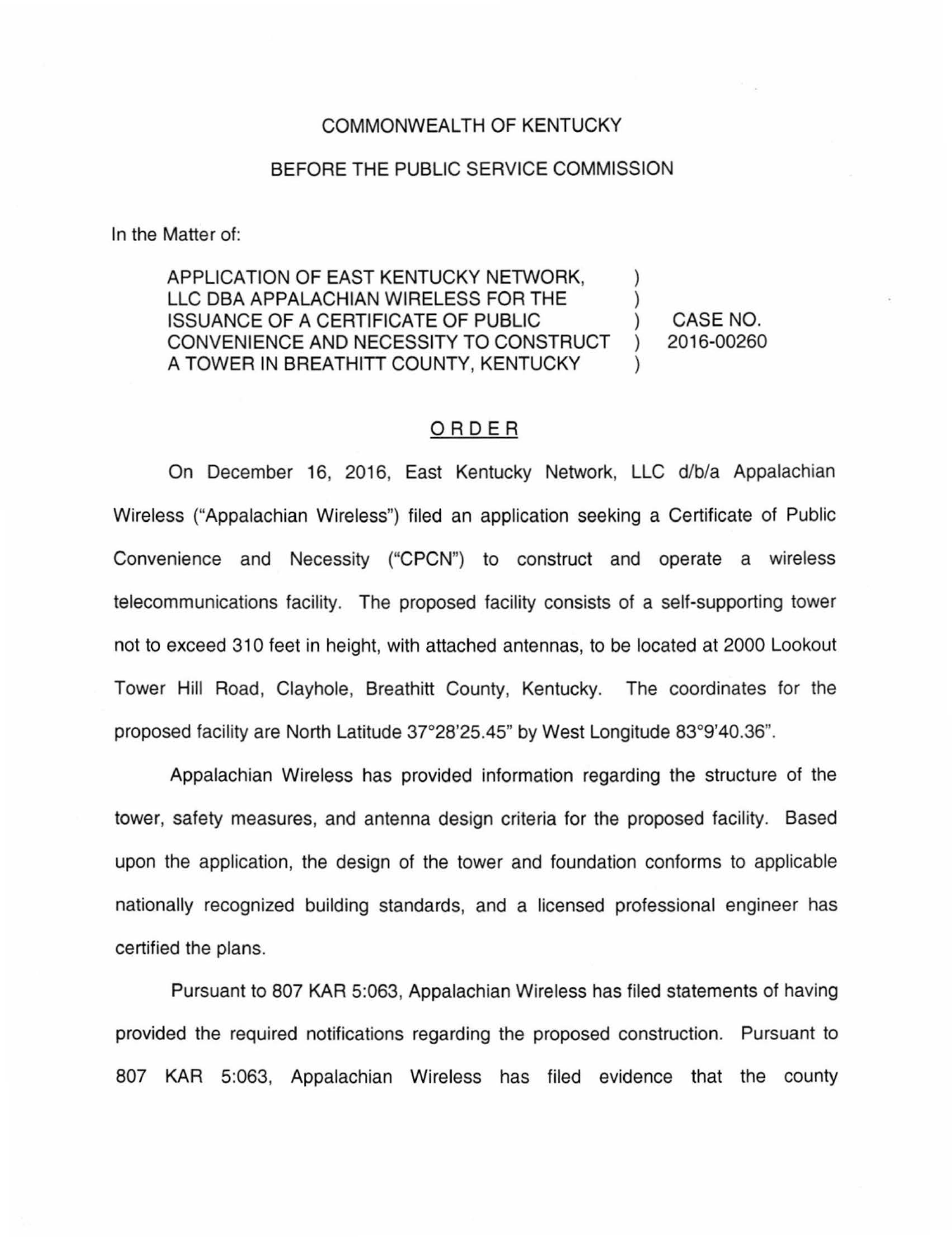COMMONWEALTH OF KENTUCKY

BEFORE THE PUBLIC SERVICE COMMISSION

In the Matter of:

| | | |
|---|---|---|
| APPLICATION OF EAST KENTUCKY NETWORK, LLC DBA APPALACHIAN WIRELESS FOR THE ISSUANCE OF A CERTIFICATE OF PUBLIC CONVENIENCE AND NECESSITY TO CONSTRUCT A TOWER IN BREATHITT COUNTY, KENTUCKY | ) ) ) ) ) | CASE NO. 2016-00260 |

## ORDER

On December 16, 2016, East Kentucky Network, LLC d/b/a Appalachian Wireless ("Appalachian Wireless") filed an application seeking a Certificate of Public Convenience and Necessity ("CPCN") to construct and operate a wireless telecommunications facility. The proposed facility consists of a self-supporting tower not to exceed 310 feet in height, with attached antennas, to be located at 2000 Lookout Tower Hill Road, Clayhole, Breathitt County, Kentucky. The coordinates for the proposed facility are North Latitude 37°28'25.45" by West Longitude 83°9'40.36".

Appalachian Wireless has provided information regarding the structure of the tower, safety measures, and antenna design criteria for the proposed facility. Based upon the application, the design of the tower and foundation conforms to applicable nationally recognized building standards, and a licensed professional engineer has certified the plans.

Pursuant to 807 KAR 5:063, Appalachian Wireless has filed statements of having provided the required notifications regarding the proposed construction. Pursuant to 807 KAR 5:063, Appalachian Wireless has filed evidence that the county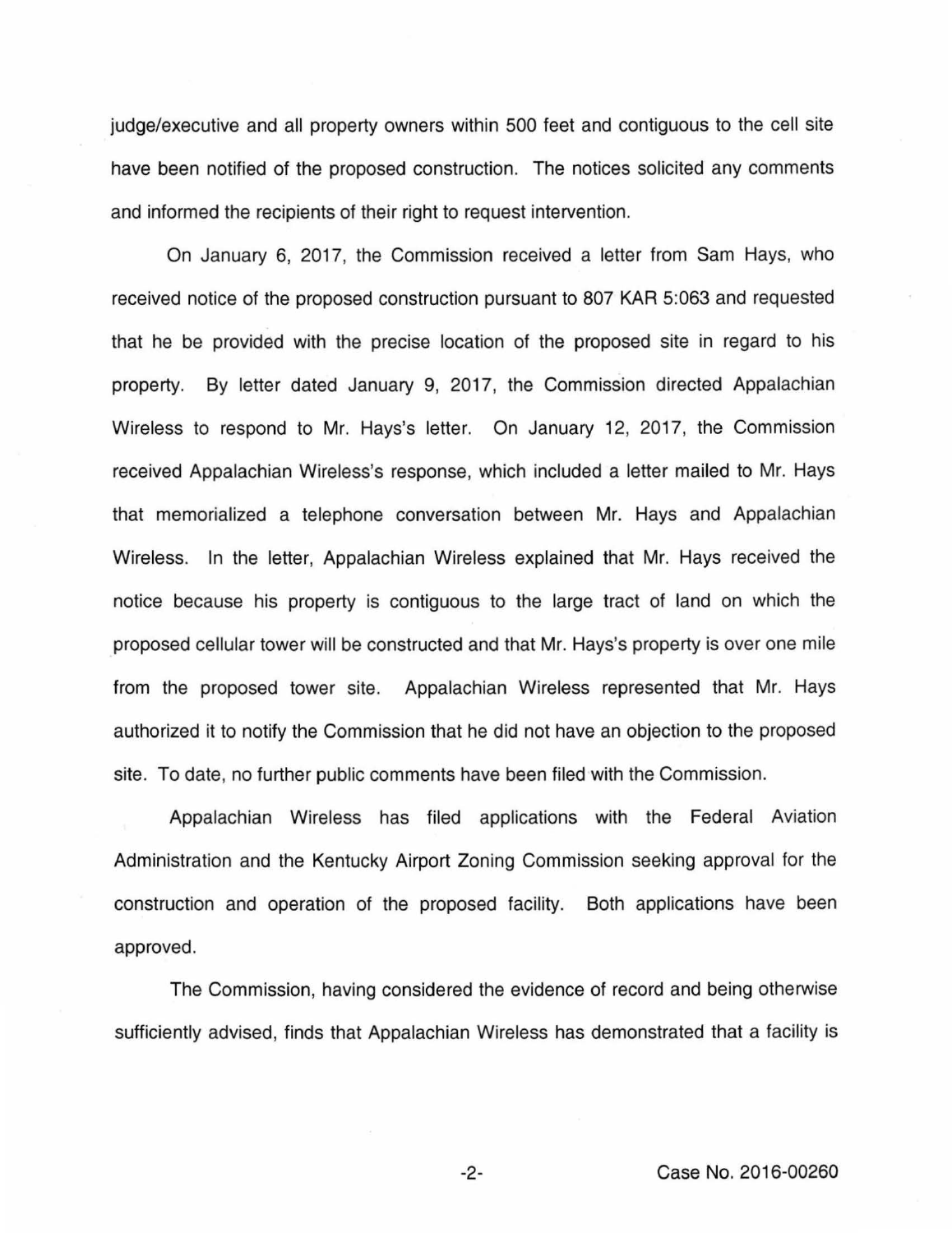judge/executive and all property owners within 500 feet and contiguous to the cell site have been notified of the proposed construction. The notices solicited any comments and informed the recipients of their right to request intervention.

On January 6, 2017, the Commission received a letter from Sam Hays, who received notice of the proposed construction pursuant to 807 KAR 5:063 and requested that he be provided with the precise location of the proposed site in regard to his property. By letter dated January 9, 2017, the Commission directed Appalachian Wireless to respond to Mr. Hays's letter. On January 12, 2017, the Commission received Appalachian Wireless's response, which included a letter mailed to Mr. Hays that memorialized a telephone conversation between Mr. Hays and Appalachian Wireless. In the letter, Appalachian Wireless explained that Mr. Hays received the notice because his property is contiguous to the large tract of land on which the proposed cellular tower will be constructed and that Mr. Hays's property is over one mile from the proposed tower site. Appalachian Wireless represented that Mr. Hays authorized it to notify the Commission that he did not have an objection to the proposed site. To date, no further public comments have been filed with the Commission.

Appalachian Wireless has filed applications with the Federal Aviation Administration and the Kentucky Airport Zoning Commission seeking approval for the construction and operation of the proposed facility. Both applications have been approved.

The Commission, having considered the evidence of record and being otherwise sufficiently advised, finds that Appalachian Wireless has demonstrated that a facility is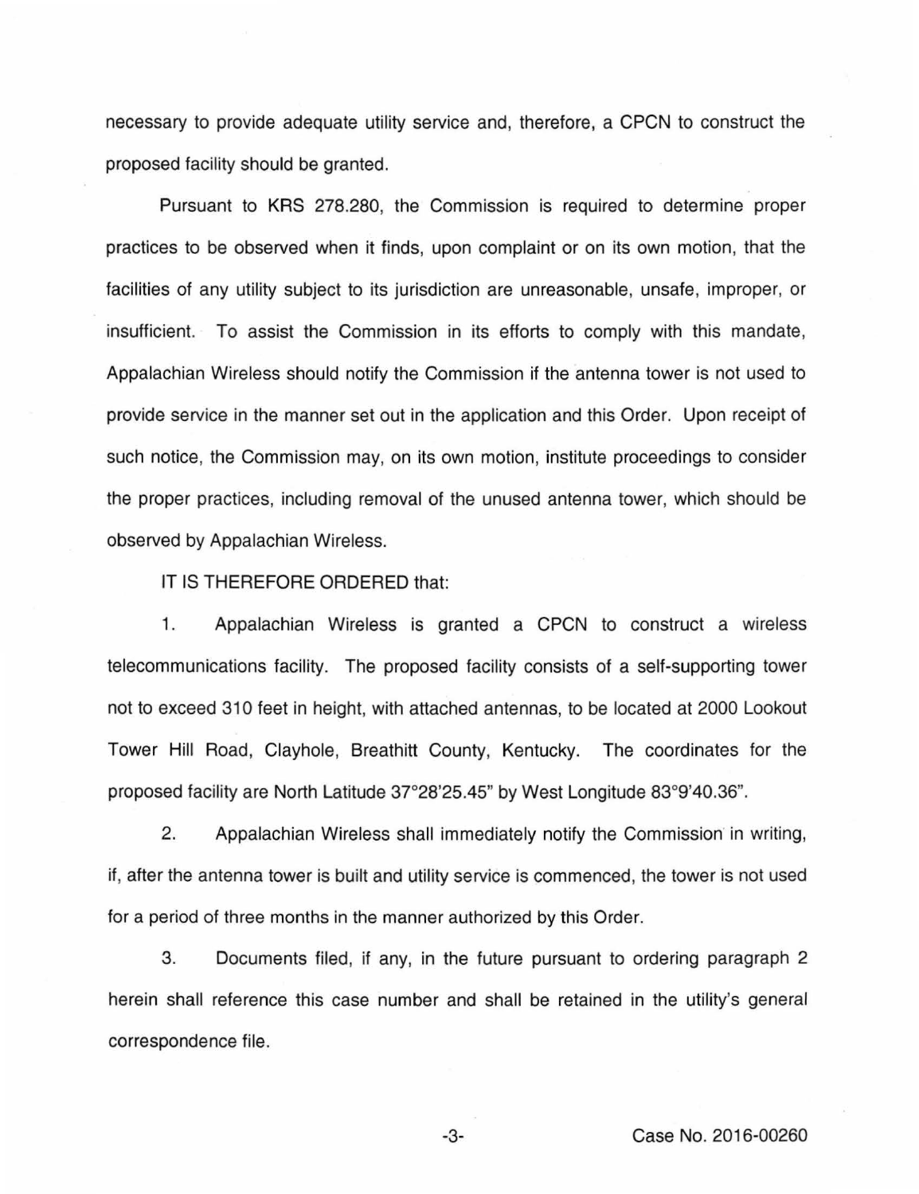necessary to provide adequate utility service and, therefore, a CPCN to construct the proposed facility should be granted.

Pursuant to KRS 278.280, the Commission is required to determine proper practices to be observed when it finds, upon complaint or on its own motion, that the facilities of any utility subject to its jurisdiction are unreasonable, unsafe, improper, or insufficient. To assist the Commission in its efforts to comply with this mandate, Appalachian Wireless should notify the Commission if the antenna tower is not used to provide service in the manner set out in the application and this Order. Upon receipt of such notice, the Commission may, on its own motion, institute proceedings to consider the proper practices, including removal of the unused antenna tower, which should be observed by Appalachian Wireless.

IT IS THEREFORE ORDERED that:

1. Appalachian Wireless is granted a CPCN to construct a wireless telecommunications facility. The proposed facility consists of a self-supporting tower not to exceed 310 feet in height, with attached antennas, to be located at 2000 Lookout Tower Hill Road, Clayhole, Breathitt County, Kentucky. The coordinates for the proposed facility are North Latitude 37°28'25.45" by West Longitude 83°9'40.36".

2. Appalachian Wireless shall immediately notify the Commission in writing, if, after the antenna tower is built and utility service is commenced, the tower is not used for a period of three months in the manner authorized by this Order.

3. Documents filed, if any, in the future pursuant to ordering paragraph 2 herein shall reference this case number and shall be retained in the utility's general correspondence file.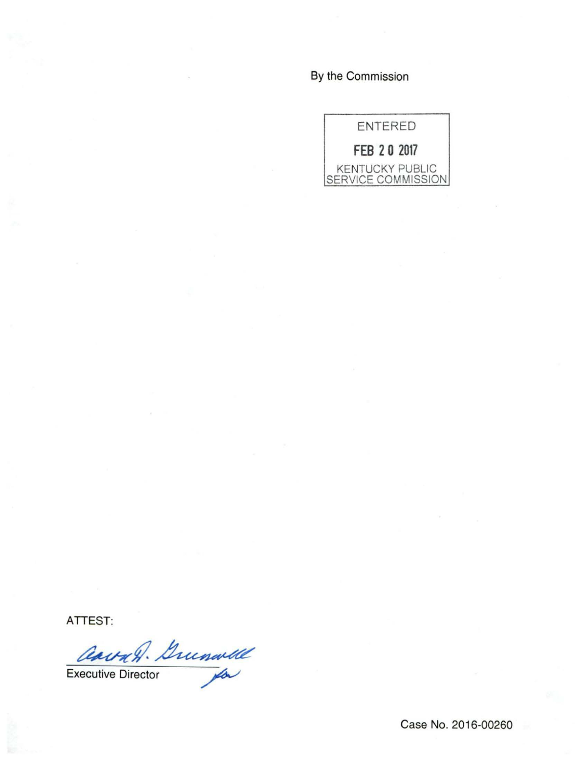By the Commission

ENTERED

FEB 20 2017

KENTUCKY PUBLIC SERVICE COMMISSION

ATTEST:

Executive Director

Case No. 2016-00260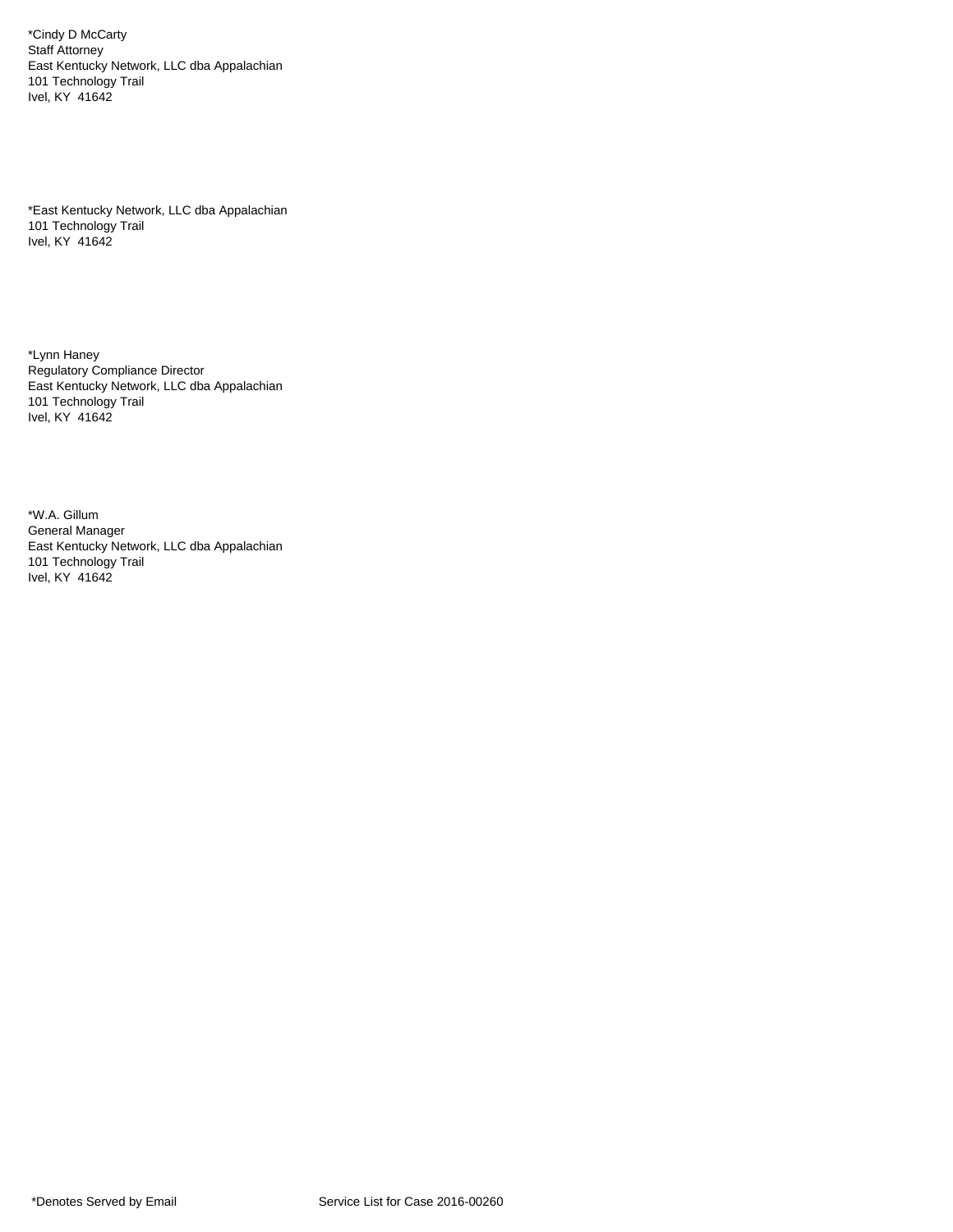*Cindy D McCarty
Staff Attorney
East Kentucky Network, LLC dba Appalachian
101 Technology Trail
Ivel, KY 41642

*East Kentucky Network, LLC dba Appalachian
101 Technology Trail
Ivel, KY 41642

*Lynn Haney
Regulatory Compliance Director
East Kentucky Network, LLC dba Appalachian
101 Technology Trail
Ivel, KY 41642

*W.A. Gillum
General Manager
East Kentucky Network, LLC dba Appalachian
101 Technology Trail
Ivel, KY 41642

*Denotes Served by Email

Service List for Case 2016-00260